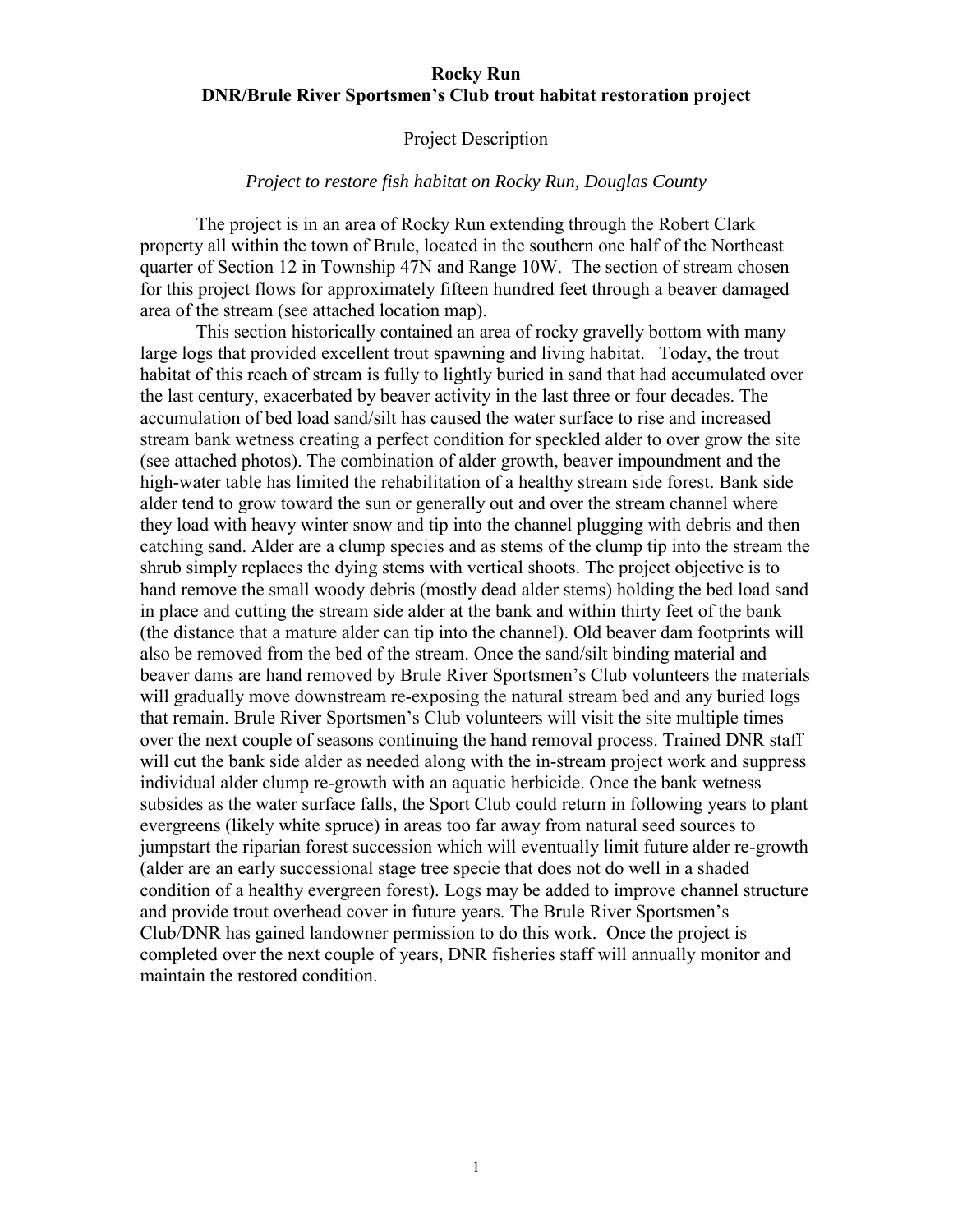**Rocky Run**
**DNR/Brule River Sportsmen's Club trout habitat restoration project**

Project Description

*Project to restore fish habitat on Rocky Run, Douglas County*

The project is in an area of Rocky Run extending through the Robert Clark property all within the town of Brule, located in the southern one half of the Northeast quarter of Section 12 in Township 47N and Range 10W. The section of stream chosen for this project flows for approximately fifteen hundred feet through a beaver damaged area of the stream (see attached location map).

This section historically contained an area of rocky gravelly bottom with many large logs that provided excellent trout spawning and living habitat. Today, the trout habitat of this reach of stream is fully to lightly buried in sand that had accumulated over the last century, exacerbated by beaver activity in the last three or four decades. The accumulation of bed load sand/silt has caused the water surface to rise and increased stream bank wetness creating a perfect condition for speckled alder to over grow the site (see attached photos). The combination of alder growth, beaver impoundment and the high-water table has limited the rehabilitation of a healthy stream side forest. Bank side alder tend to grow toward the sun or generally out and over the stream channel where they load with heavy winter snow and tip into the channel plugging with debris and then catching sand. Alder are a clump species and as stems of the clump tip into the stream the shrub simply replaces the dying stems with vertical shoots. The project objective is to hand remove the small woody debris (mostly dead alder stems) holding the bed load sand in place and cutting the stream side alder at the bank and within thirty feet of the bank (the distance that a mature alder can tip into the channel). Old beaver dam footprints will also be removed from the bed of the stream. Once the sand/silt binding material and beaver dams are hand removed by Brule River Sportsmen's Club volunteers the materials will gradually move downstream re-exposing the natural stream bed and any buried logs that remain. Brule River Sportsmen's Club volunteers will visit the site multiple times over the next couple of seasons continuing the hand removal process. Trained DNR staff will cut the bank side alder as needed along with the in-stream project work and suppress individual alder clump re-growth with an aquatic herbicide. Once the bank wetness subsides as the water surface falls, the Sport Club could return in following years to plant evergreens (likely white spruce) in areas too far away from natural seed sources to jumpstart the riparian forest succession which will eventually limit future alder re-growth (alder are an early successional stage tree specie that does not do well in a shaded condition of a healthy evergreen forest). Logs may be added to improve channel structure and provide trout overhead cover in future years. The Brule River Sportsmen's Club/DNR has gained landowner permission to do this work. Once the project is completed over the next couple of years, DNR fisheries staff will annually monitor and maintain the restored condition.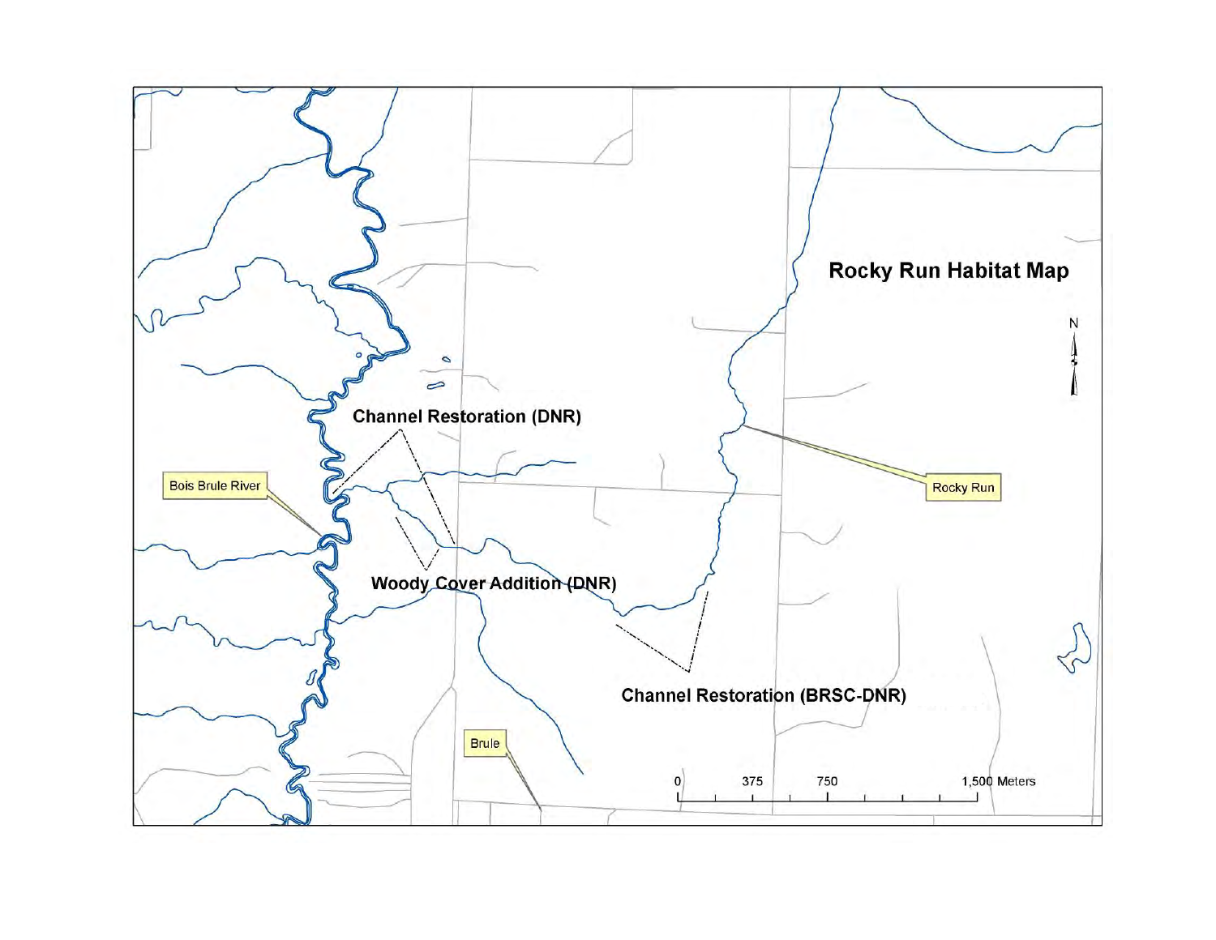# Rocky Run Habitat Map

Channel Restoration (DNR)

Bois Brule River

Woody Cover Addition (DNR)

Rocky Run

Channel Restoration (BRSC-DNR)

Brule

0 375 750 1,500 Meters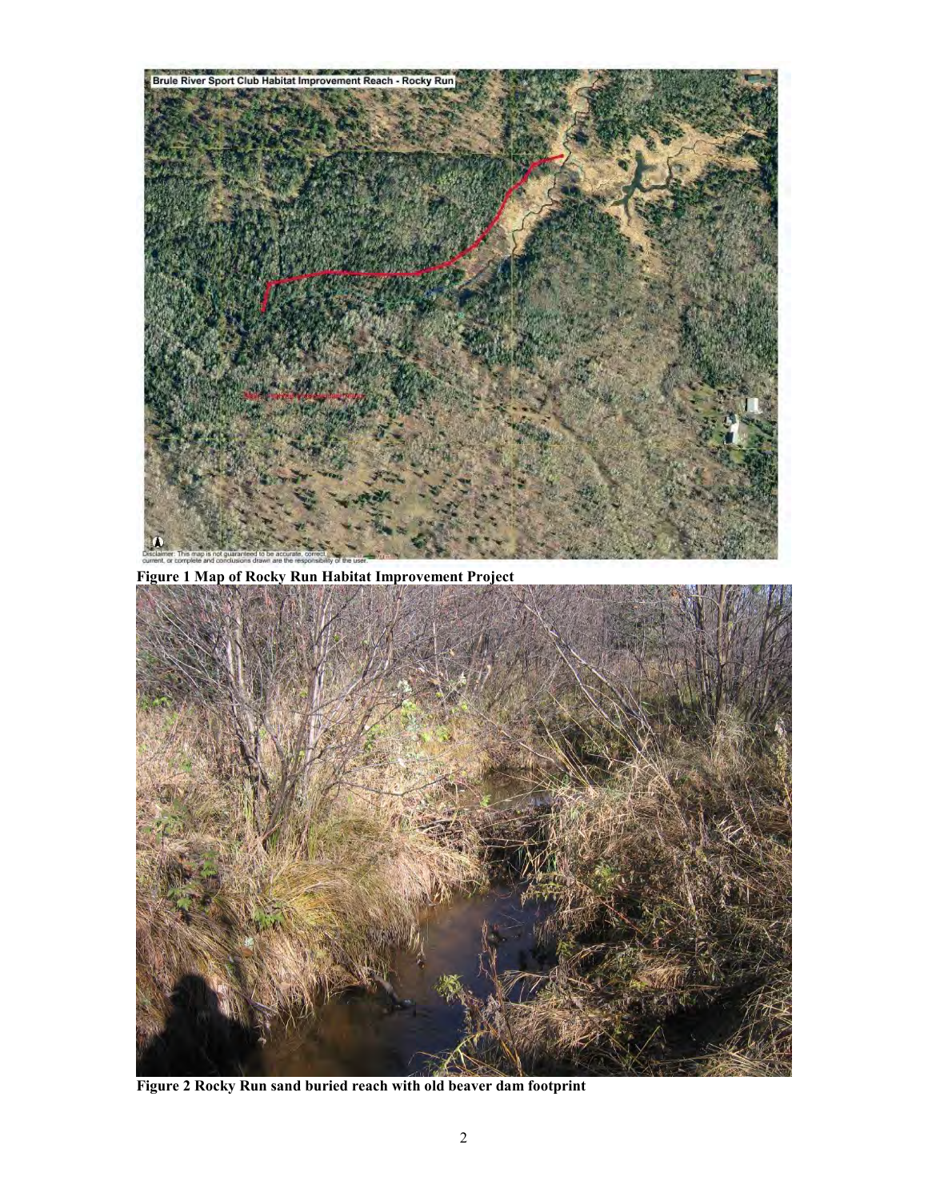Figure 1 Map of Rocky Run Habitat Improvement Project

Figure 2 Rocky Run sand buried reach with old beaver dam footprint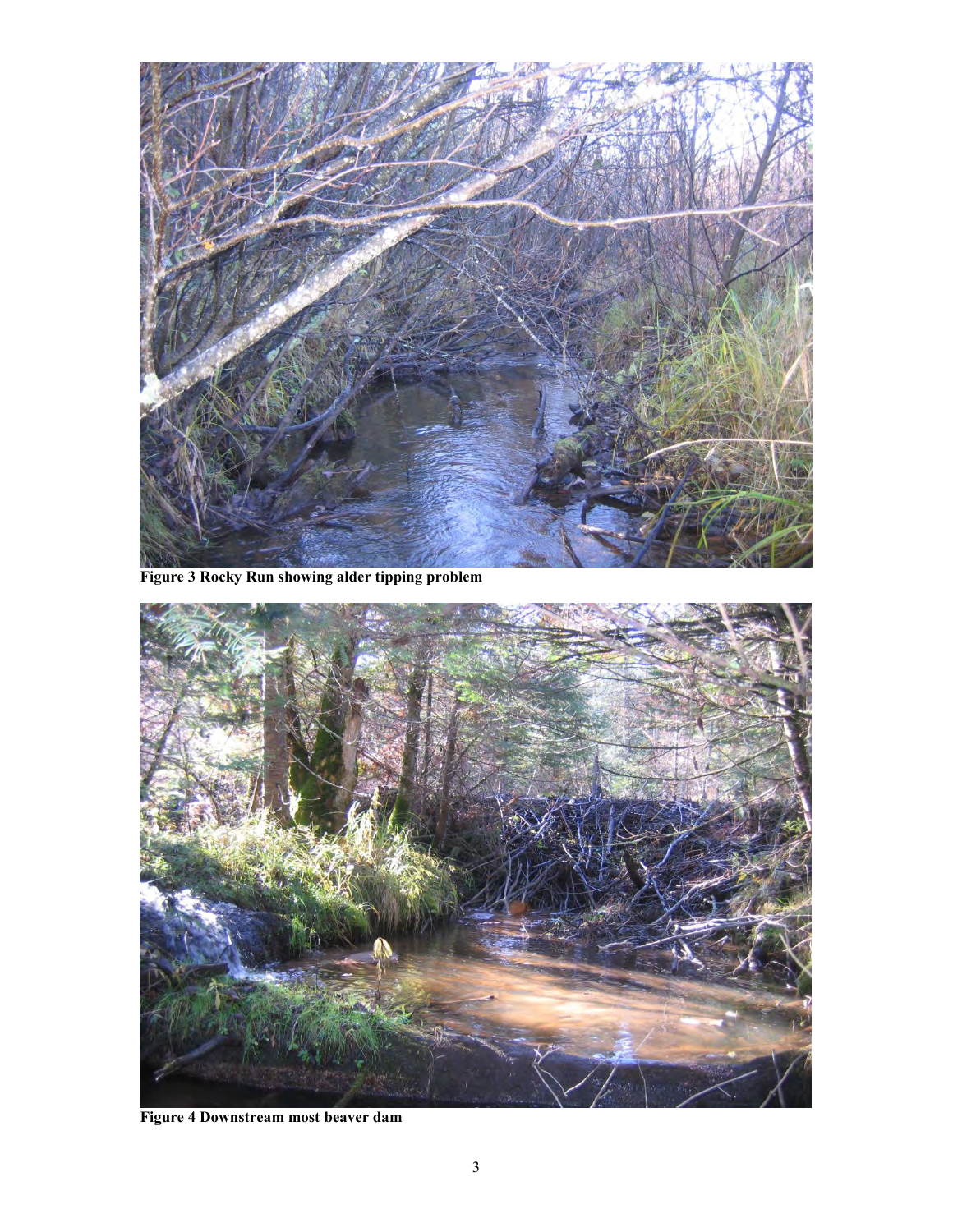**Figure 3 Rocky Run showing alder tipping problem**

**Figure 4 Downstream most beaver dam**